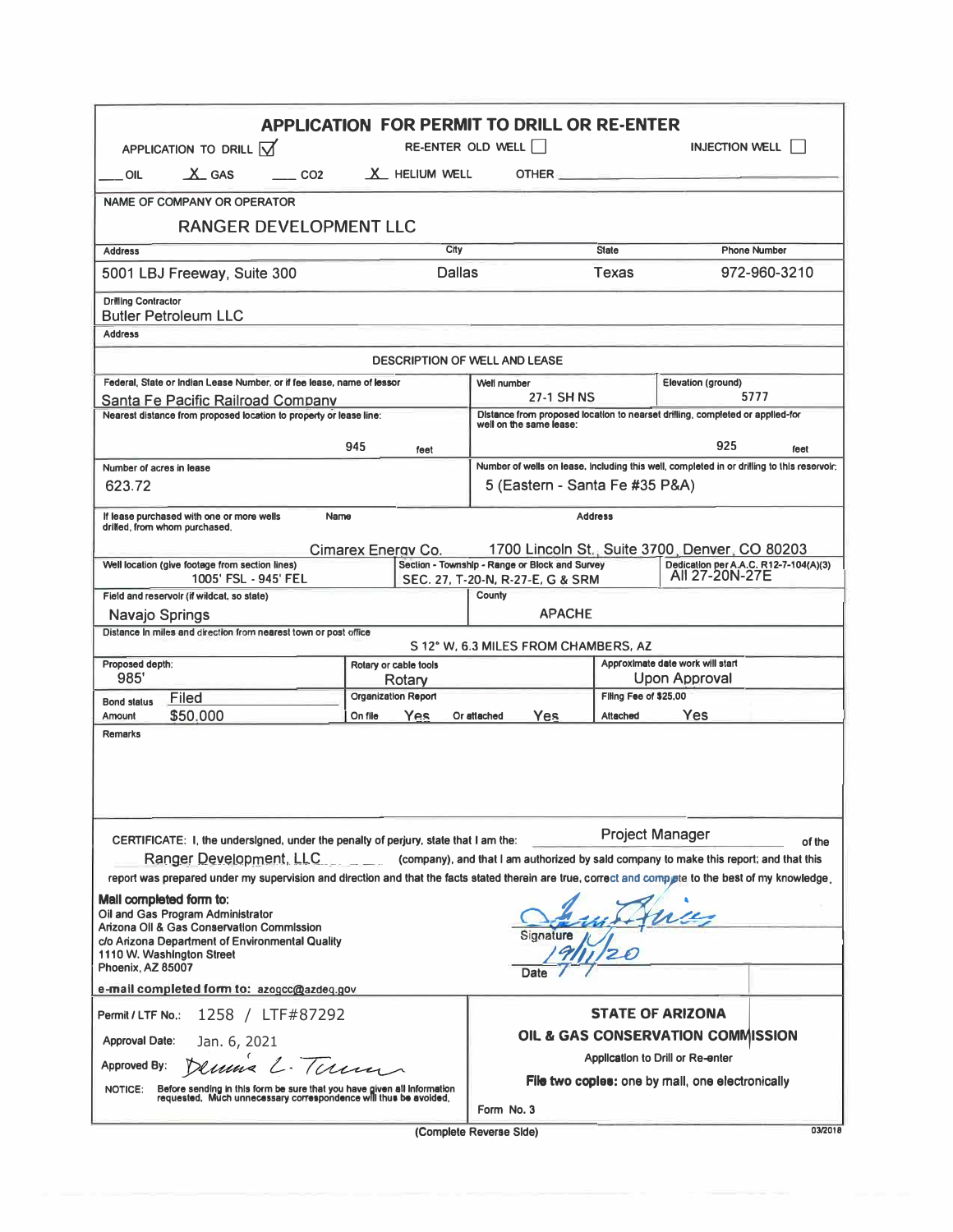# APPLICATION FOR PERMIT TO DRILL OR RE-ENTER

APPLICATION TO DRILL ☑ RE-ENTER OLD WELL ☐ INJECTION WELL ☐

___ OIL  _X_ GAS  ___ CO2  _X_ HELIUM WELL  OTHER ______

**NAME OF COMPANY OR OPERATOR**

RANGER DEVELOPMENT LLC

| Address | City | State | Phone Number |
|---|---|---|---|
| 5001 LBJ Freeway, Suite 300 | Dallas | Texas | 972-960-3210 |

Drilling Contractor
Butler Petroleum LLC

Address

**DESCRIPTION OF WELL AND LEASE**

| | | |
|---|---|---|
| Federal, State or Indian Lease Number, or if fee lease, name of lessor: Santa Fe Pacific Railroad Company | Well number: 27-1 SH NS | Elevation (ground): 5777 |
| Nearest distance from proposed location to property or lease line: 945 feet | Distance from proposed location to nearest drilling, completed or applied-for well on the same lease: 925 feet | |
| Number of acres in lease: 623.72 | Number of wells on lease, including this well, completed in or drilling to this reservoir: 5 (Eastern - Santa Fe #35 P&A) | |
| If lease purchased with one or more wells drilled, from whom purchased. Name: Cimarex Energy Co. | Address: 1700 Lincoln St., Suite 3700, Denver, CO 80203 | |
| Well location (give footage from section lines): 1005' FSL - 945' FEL | Section - Township - Range or Block and Survey: SEC. 27, T-20-N, R-27-E, G & SRM | Dedication per A.A.C. R12-7-104(A)(3): All 27-20N-27E |
| Field and reservoir (if wildcat, so state): Navajo Springs | County: APACHE | |
| Distance in miles and direction from nearest town or post office: S 12° W, 6.3 MILES FROM CHAMBERS, AZ | | |
| Proposed depth: 985' | Rotary or cable tools: Rotary | Approximate date work will start: Upon Approval |
| Bond status: Filed; Amount: $50,000 | Organization Report: On file Yes; Or attached Yes | Filing Fee of $25.00: Attached Yes |

Remarks

CERTIFICATE: I, the undersigned, under the penalty of perjury, state that I am the: Project Manager of the Ranger Development, LLC (company), and that I am authorized by said company to make this report; and that this report was prepared under my supervision and direction and that the facts stated therein are true, correct and complete to the best of my knowledge.

**Mail completed form to:**
Oil and Gas Program Administrator
Arizona Oil & Gas Conservation Commission
c/o Arizona Department of Environmental Quality
1110 W. Washington Street
Phoenix, AZ 85007

**e-mail completed form to:** azogcc@azdeq.gov

Signature: [signature]

Date: 12/1/20

Permit / LTF No.: 1258 / LTF#87292

Approval Date: Jan. 6, 2021

Approved By: Dennis L. Turner

NOTICE: Before sending in this form be sure that you have given all information requested. Much unnecessary correspondence will thus be avoided.

**STATE OF ARIZONA**
**OIL & GAS CONSERVATION COMMISSION**
Application to Drill or Re-enter
**File two copies:** one by mail, one electronically

Form No. 3

(Complete Reverse Side)

03/2018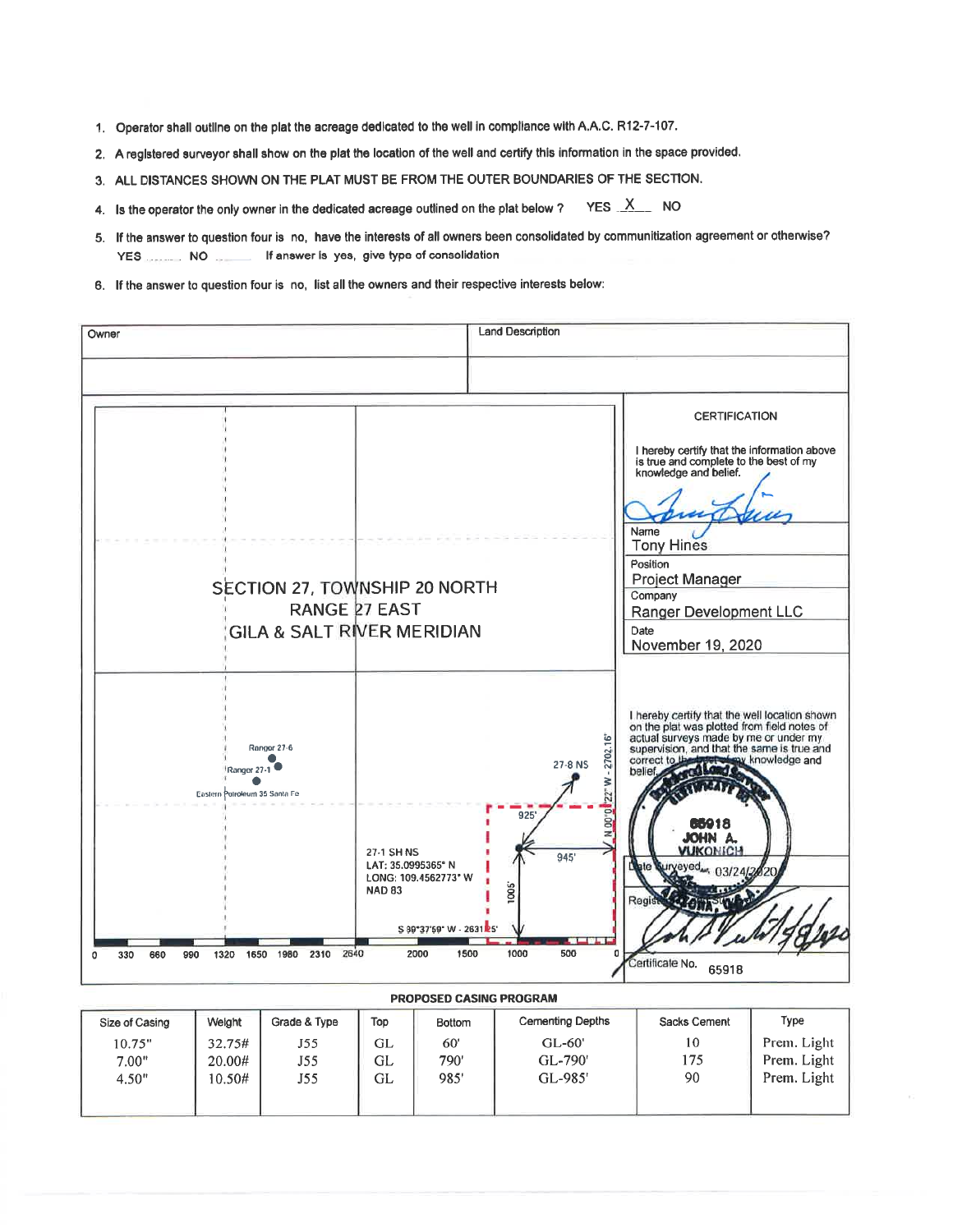1. Operator shall outline on the plat the acreage dedicated to the well in compliance with A.A.C. R12-7-107.
2. A registered surveyor shall show on the plat the location of the well and certify this information in the space provided.
3. ALL DISTANCES SHOWN ON THE PLAT MUST BE FROM THE OUTER BOUNDARIES OF THE SECTION.
4. Is the operator the only owner in the dedicated acreage outlined on the plat below ? YES X NO
5. If the answer to question four is no, have the interests of all owners been consolidated by communitization agreement or otherwise? YES ______ NO ______ If answer is yes, give type of consolidation
6. If the answer to question four is no, list all the owners and their respective interests below:

| Owner | Land Description |
|---|---|
| | |

SECTION 27, TOWNSHIP 20 NORTH
RANGE 27 EAST
GILA & SALT RIVER MERIDIAN

Ranger 27-6

Ranger 27-1

Eastern Petroleum 35 Santa Fe

27-8 NS

925'

945'

27-1 SH NS
LAT: 35.0995365° N
LONG: 109.4562773° W
NAD 83

1005'

N 00°00'22" W - 2702.16'

S 89°37'59" W - 2631.45'

0 330 660 990 1320 1650 1980 2310 2640 2000 1500 1000 500 0

**CERTIFICATION**

I hereby certify that the information above is true and complete to the best of my knowledge and belief.

Name
Tony Hines

Position
Project Manager

Company
Ranger Development LLC

Date
November 19, 2020

I hereby certify that the well location shown on the plat was plotted from field notes of actual surveys made by me or under my supervision, and that the same is true and correct to the best of my knowledge and belief.

Date Surveyed 03/24/2020

Registered Surveyor

65918
JOHN A. VUKONICH

Certificate No. 65918

**PROPOSED CASING PROGRAM**

| Size of Casing | Weight | Grade & Type | Top | Bottom | Cementing Depths | Sacks Cement | Type |
|---|---|---|---|---|---|---|---|
| 10.75" | 32.75# | J55 | GL | 60' | GL-60' | 10 | Prem. Light |
| 7.00" | 20.00# | J55 | GL | 790' | GL-790' | 175 | Prem. Light |
| 4.50" | 10.50# | J55 | GL | 985' | GL-985' | 90 | Prem. Light |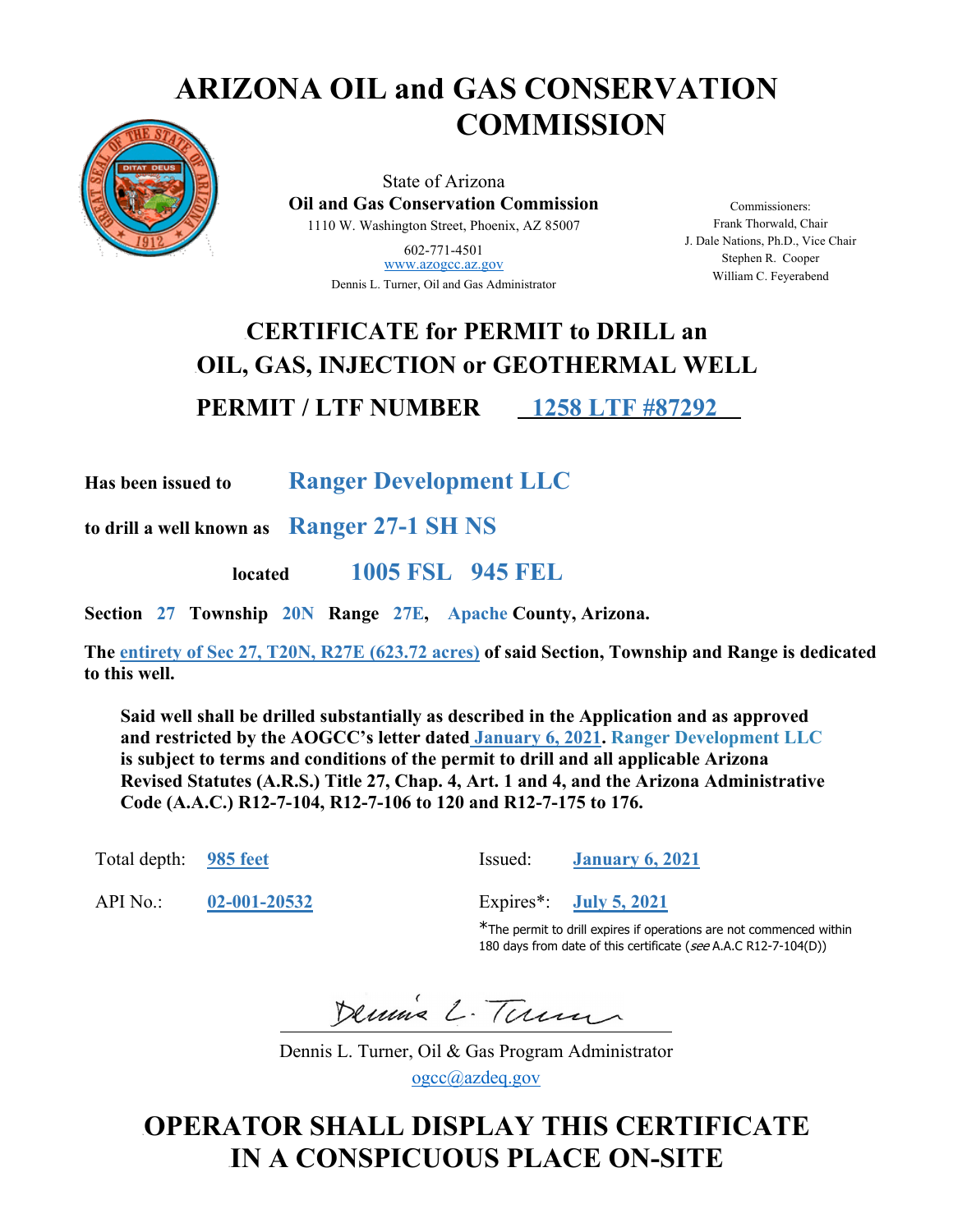# ARIZONA OIL and GAS CONSERVATION COMMISSION

State of Arizona
**Oil and Gas Conservation Commission**
1110 W. Washington Street, Phoenix, AZ 85007
602-771-4501
www.azogcc.az.gov
Dennis L. Turner, Oil and Gas Administrator

Commissioners:
Frank Thorwald, Chair
J. Dale Nations, Ph.D., Vice Chair
Stephen R. Cooper
William C. Feyerabend

## CERTIFICATE for PERMIT to DRILL an OIL, GAS, INJECTION or GEOTHERMAL WELL

## PERMIT / LTF NUMBER 1258 LTF #87292

**Has been issued to** Ranger Development LLC

**to drill a well known as** Ranger 27-1 SH NS

**located** 1005 FSL 945 FEL

**Section** 27 **Township** 20N **Range** 27E, Apache **County, Arizona.**

**The** entirety of Sec 27, T20N, R27E (623.72 acres) **of said Section, Township and Range is dedicated to this well.**

**Said well shall be drilled substantially as described in the Application and as approved and restricted by the AOGCC's letter dated January 6, 2021. Ranger Development LLC is subject to terms and conditions of the permit to drill and all applicable Arizona Revised Statutes (A.R.S.) Title 27, Chap. 4, Art. 1 and 4, and the Arizona Administrative Code (A.A.C.) R12-7-104, R12-7-106 to 120 and R12-7-175 to 176.**

| | | | |
|---|---|---|---|
| Total depth: | 985 feet | Issued: | January 6, 2021 |
| API No.: | 02-001-20532 | Expires*: | July 5, 2021 |

*The permit to drill expires if operations are not commenced within 180 days from date of this certificate (*see* A.A.C R12-7-104(D))

Dennis L. Turner, Oil & Gas Program Administrator
ogcc@azdeq.gov

## OPERATOR SHALL DISPLAY THIS CERTIFICATE IN A CONSPICUOUS PLACE ON-SITE